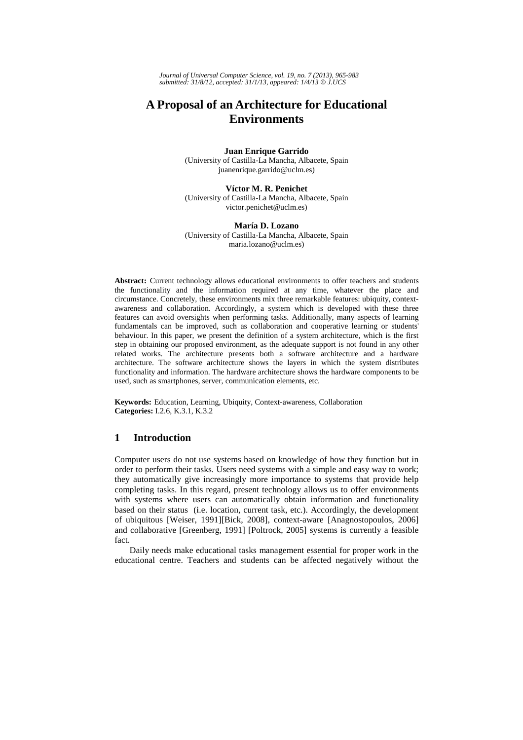# A Proposal of an Architecture for Educational Environments

**Juan Enrique Garrido**
(University of Castilla-La Mancha, Albacete, Spain
juanenrique.garrido@uclm.es)

**Víctor M. R. Penichet**
(University of Castilla-La Mancha, Albacete, Spain
victor.penichet@uclm.es)

**María D. Lozano**
(University of Castilla-La Mancha, Albacete, Spain
maria.lozano@uclm.es)

**Abstract:** Current technology allows educational environments to offer teachers and students the functionality and the information required at any time, whatever the place and circumstance. Concretely, these environments mix three remarkable features: ubiquity, context-awareness and collaboration. Accordingly, a system which is developed with these three features can avoid oversights when performing tasks. Additionally, many aspects of learning fundamentals can be improved, such as collaboration and cooperative learning or students' behaviour. In this paper, we present the definition of a system architecture, which is the first step in obtaining our proposed environment, as the adequate support is not found in any other related works. The architecture presents both a software architecture and a hardware architecture. The software architecture shows the layers in which the system distributes functionality and information. The hardware architecture shows the hardware components to be used, such as smartphones, server, communication elements, etc.

**Keywords:** Education, Learning, Ubiquity, Context-awareness, Collaboration
**Categories:** I.2.6, K.3.1, K.3.2

## 1 Introduction

Computer users do not use systems based on knowledge of how they function but in order to perform their tasks. Users need systems with a simple and easy way to work; they automatically give increasingly more importance to systems that provide help completing tasks. In this regard, present technology allows us to offer environments with systems where users can automatically obtain information and functionality based on their status (i.e. location, current task, etc.). Accordingly, the development of ubiquitous [Weiser, 1991][Bick, 2008], context-aware [Anagnostopoulos, 2006] and collaborative [Greenberg, 1991] [Poltrock, 2005] systems is currently a feasible fact.

Daily needs make educational tasks management essential for proper work in the educational centre. Teachers and students can be affected negatively without the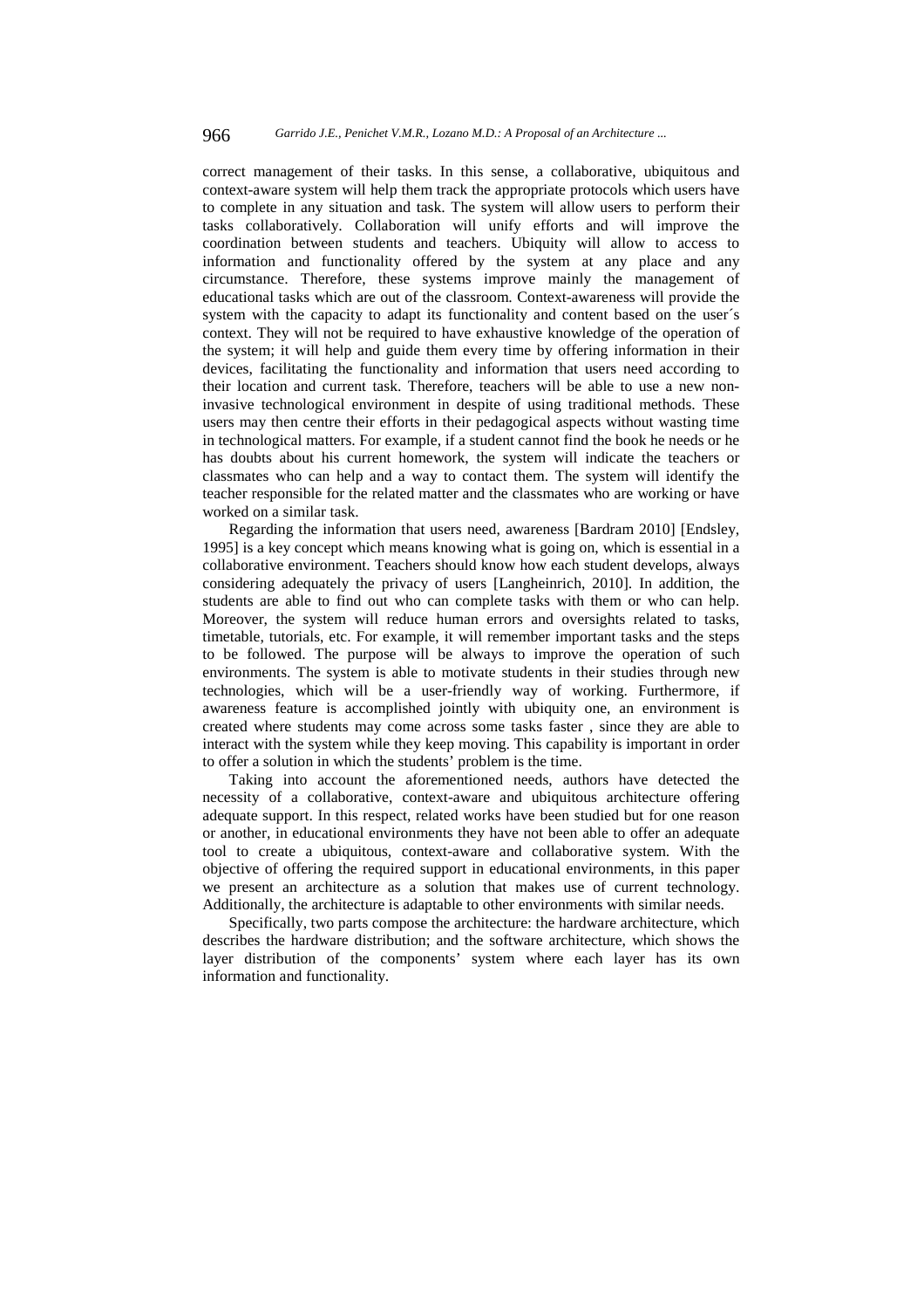correct management of their tasks. In this sense, a collaborative, ubiquitous and context-aware system will help them track the appropriate protocols which users have to complete in any situation and task. The system will allow users to perform their tasks collaboratively. Collaboration will unify efforts and will improve the coordination between students and teachers. Ubiquity will allow to access to information and functionality offered by the system at any place and any circumstance. Therefore, these systems improve mainly the management of educational tasks which are out of the classroom. Context-awareness will provide the system with the capacity to adapt its functionality and content based on the user´s context. They will not be required to have exhaustive knowledge of the operation of the system; it will help and guide them every time by offering information in their devices, facilitating the functionality and information that users need according to their location and current task. Therefore, teachers will be able to use a new non-invasive technological environment in despite of using traditional methods. These users may then centre their efforts in their pedagogical aspects without wasting time in technological matters. For example, if a student cannot find the book he needs or he has doubts about his current homework, the system will indicate the teachers or classmates who can help and a way to contact them. The system will identify the teacher responsible for the related matter and the classmates who are working or have worked on a similar task.

Regarding the information that users need, awareness [Bardram 2010] [Endsley, 1995] is a key concept which means knowing what is going on, which is essential in a collaborative environment. Teachers should know how each student develops, always considering adequately the privacy of users [Langheinrich, 2010]. In addition, the students are able to find out who can complete tasks with them or who can help. Moreover, the system will reduce human errors and oversights related to tasks, timetable, tutorials, etc. For example, it will remember important tasks and the steps to be followed. The purpose will be always to improve the operation of such environments. The system is able to motivate students in their studies through new technologies, which will be a user-friendly way of working. Furthermore, if awareness feature is accomplished jointly with ubiquity one, an environment is created where students may come across some tasks faster , since they are able to interact with the system while they keep moving. This capability is important in order to offer a solution in which the students' problem is the time.

Taking into account the aforementioned needs, authors have detected the necessity of a collaborative, context-aware and ubiquitous architecture offering adequate support. In this respect, related works have been studied but for one reason or another, in educational environments they have not been able to offer an adequate tool to create a ubiquitous, context-aware and collaborative system. With the objective of offering the required support in educational environments, in this paper we present an architecture as a solution that makes use of current technology. Additionally, the architecture is adaptable to other environments with similar needs.

Specifically, two parts compose the architecture: the hardware architecture, which describes the hardware distribution; and the software architecture, which shows the layer distribution of the components' system where each layer has its own information and functionality.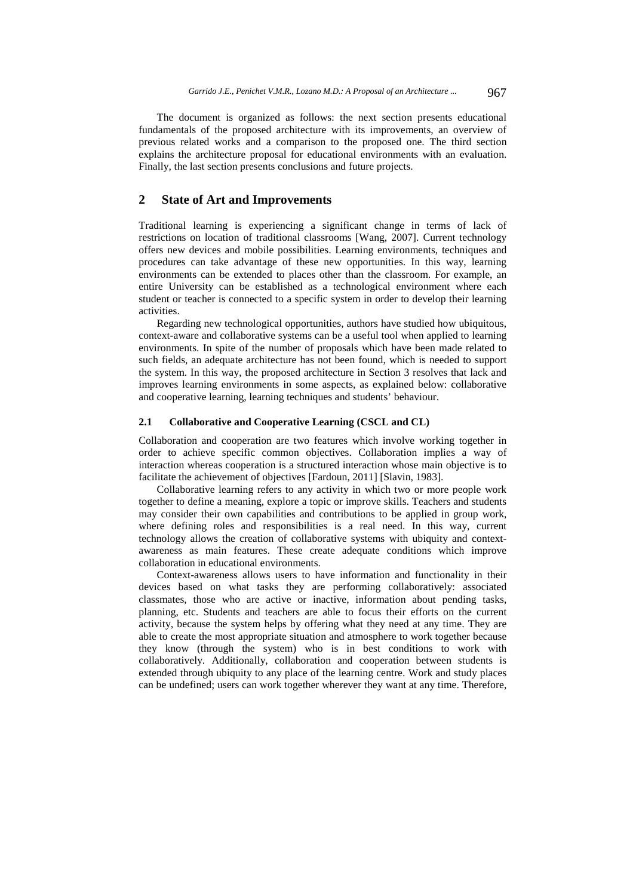The document is organized as follows: the next section presents educational fundamentals of the proposed architecture with its improvements, an overview of previous related works and a comparison to the proposed one. The third section explains the architecture proposal for educational environments with an evaluation. Finally, the last section presents conclusions and future projects.

## 2 State of Art and Improvements

Traditional learning is experiencing a significant change in terms of lack of restrictions on location of traditional classrooms [Wang, 2007]. Current technology offers new devices and mobile possibilities. Learning environments, techniques and procedures can take advantage of these new opportunities. In this way, learning environments can be extended to places other than the classroom. For example, an entire University can be established as a technological environment where each student or teacher is connected to a specific system in order to develop their learning activities.

Regarding new technological opportunities, authors have studied how ubiquitous, context-aware and collaborative systems can be a useful tool when applied to learning environments. In spite of the number of proposals which have been made related to such fields, an adequate architecture has not been found, which is needed to support the system. In this way, the proposed architecture in Section 3 resolves that lack and improves learning environments in some aspects, as explained below: collaborative and cooperative learning, learning techniques and students' behaviour.

### 2.1 Collaborative and Cooperative Learning (CSCL and CL)

Collaboration and cooperation are two features which involve working together in order to achieve specific common objectives. Collaboration implies a way of interaction whereas cooperation is a structured interaction whose main objective is to facilitate the achievement of objectives [Fardoun, 2011] [Slavin, 1983].

Collaborative learning refers to any activity in which two or more people work together to define a meaning, explore a topic or improve skills. Teachers and students may consider their own capabilities and contributions to be applied in group work, where defining roles and responsibilities is a real need. In this way, current technology allows the creation of collaborative systems with ubiquity and context-awareness as main features. These create adequate conditions which improve collaboration in educational environments.

Context-awareness allows users to have information and functionality in their devices based on what tasks they are performing collaboratively: associated classmates, those who are active or inactive, information about pending tasks, planning, etc. Students and teachers are able to focus their efforts on the current activity, because the system helps by offering what they need at any time. They are able to create the most appropriate situation and atmosphere to work together because they know (through the system) who is in best conditions to work with collaboratively. Additionally, collaboration and cooperation between students is extended through ubiquity to any place of the learning centre. Work and study places can be undefined; users can work together wherever they want at any time. Therefore,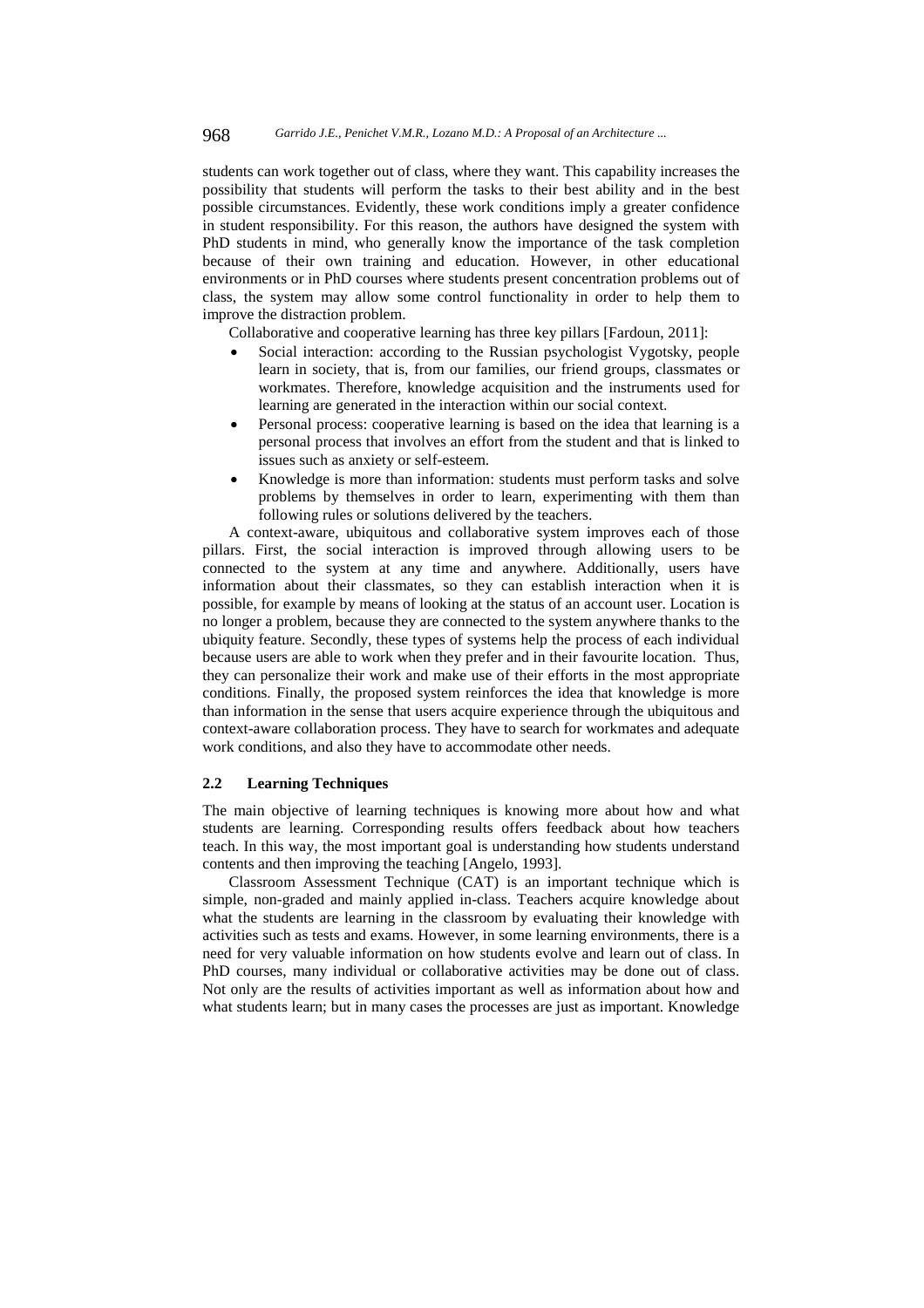students can work together out of class, where they want. This capability increases the possibility that students will perform the tasks to their best ability and in the best possible circumstances. Evidently, these work conditions imply a greater confidence in student responsibility. For this reason, the authors have designed the system with PhD students in mind, who generally know the importance of the task completion because of their own training and education. However, in other educational environments or in PhD courses where students present concentration problems out of class, the system may allow some control functionality in order to help them to improve the distraction problem.

Collaborative and cooperative learning has three key pillars [Fardoun, 2011]:

- Social interaction: according to the Russian psychologist Vygotsky, people learn in society, that is, from our families, our friend groups, classmates or workmates. Therefore, knowledge acquisition and the instruments used for learning are generated in the interaction within our social context.
- Personal process: cooperative learning is based on the idea that learning is a personal process that involves an effort from the student and that is linked to issues such as anxiety or self-esteem.
- Knowledge is more than information: students must perform tasks and solve problems by themselves in order to learn, experimenting with them than following rules or solutions delivered by the teachers.

A context-aware, ubiquitous and collaborative system improves each of those pillars. First, the social interaction is improved through allowing users to be connected to the system at any time and anywhere. Additionally, users have information about their classmates, so they can establish interaction when it is possible, for example by means of looking at the status of an account user. Location is no longer a problem, because they are connected to the system anywhere thanks to the ubiquity feature. Secondly, these types of systems help the process of each individual because users are able to work when they prefer and in their favourite location. Thus, they can personalize their work and make use of their efforts in the most appropriate conditions. Finally, the proposed system reinforces the idea that knowledge is more than information in the sense that users acquire experience through the ubiquitous and context-aware collaboration process. They have to search for workmates and adequate work conditions, and also they have to accommodate other needs.

### 2.2 Learning Techniques

The main objective of learning techniques is knowing more about how and what students are learning. Corresponding results offers feedback about how teachers teach. In this way, the most important goal is understanding how students understand contents and then improving the teaching [Angelo, 1993].

Classroom Assessment Technique (CAT) is an important technique which is simple, non-graded and mainly applied in-class. Teachers acquire knowledge about what the students are learning in the classroom by evaluating their knowledge with activities such as tests and exams. However, in some learning environments, there is a need for very valuable information on how students evolve and learn out of class. In PhD courses, many individual or collaborative activities may be done out of class. Not only are the results of activities important as well as information about how and what students learn; but in many cases the processes are just as important. Knowledge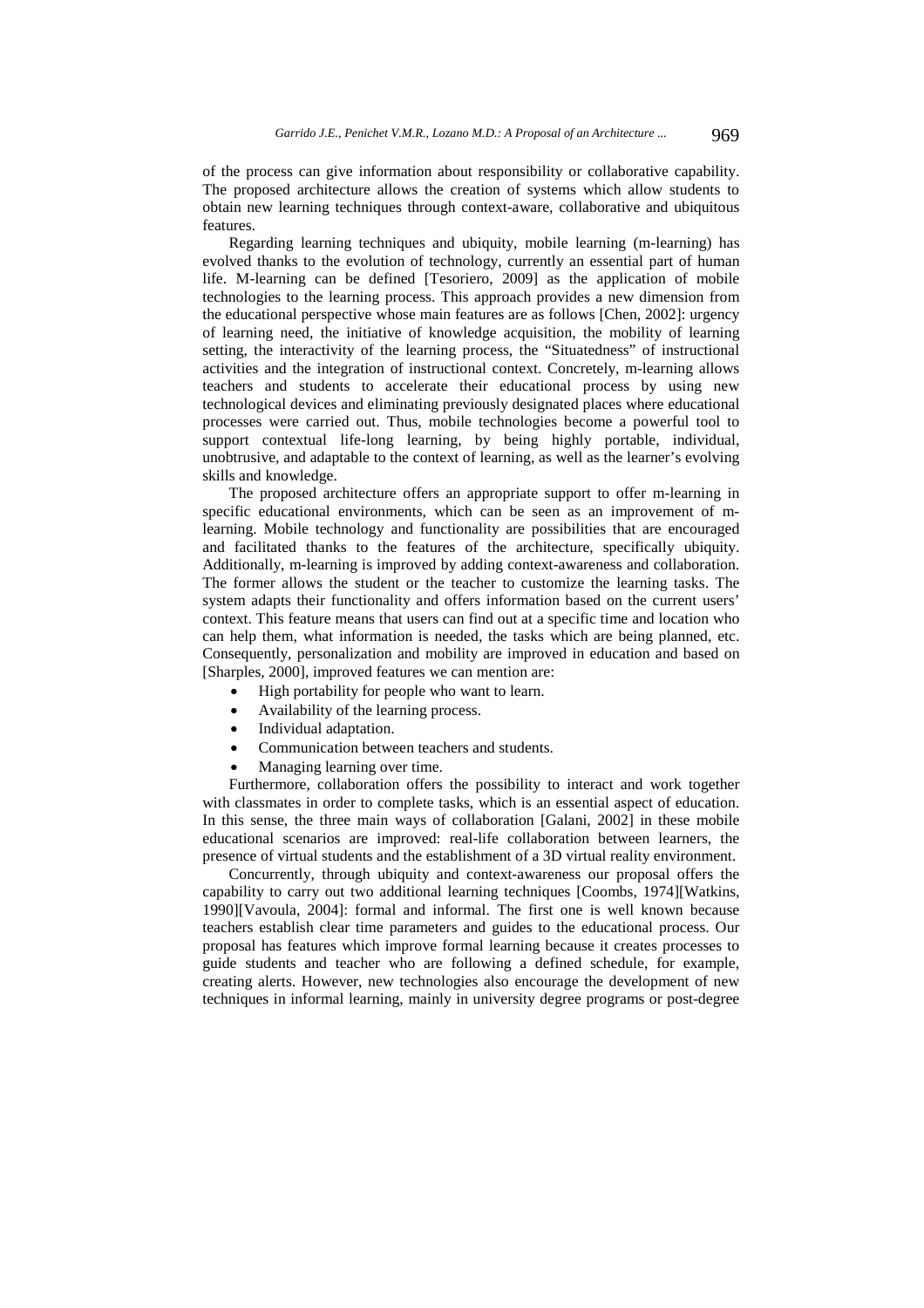of the process can give information about responsibility or collaborative capability. The proposed architecture allows the creation of systems which allow students to obtain new learning techniques through context-aware, collaborative and ubiquitous features.

Regarding learning techniques and ubiquity, mobile learning (m-learning) has evolved thanks to the evolution of technology, currently an essential part of human life. M-learning can be defined [Tesoriero, 2009] as the application of mobile technologies to the learning process. This approach provides a new dimension from the educational perspective whose main features are as follows [Chen, 2002]: urgency of learning need, the initiative of knowledge acquisition, the mobility of learning setting, the interactivity of the learning process, the "Situatedness" of instructional activities and the integration of instructional context. Concretely, m-learning allows teachers and students to accelerate their educational process by using new technological devices and eliminating previously designated places where educational processes were carried out. Thus, mobile technologies become a powerful tool to support contextual life-long learning, by being highly portable, individual, unobtrusive, and adaptable to the context of learning, as well as the learner's evolving skills and knowledge.

The proposed architecture offers an appropriate support to offer m-learning in specific educational environments, which can be seen as an improvement of m-learning. Mobile technology and functionality are possibilities that are encouraged and facilitated thanks to the features of the architecture, specifically ubiquity. Additionally, m-learning is improved by adding context-awareness and collaboration. The former allows the student or the teacher to customize the learning tasks. The system adapts their functionality and offers information based on the current users' context. This feature means that users can find out at a specific time and location who can help them, what information is needed, the tasks which are being planned, etc. Consequently, personalization and mobility are improved in education and based on [Sharples, 2000], improved features we can mention are:

- High portability for people who want to learn.
- Availability of the learning process.
- Individual adaptation.
- Communication between teachers and students.
- Managing learning over time.

Furthermore, collaboration offers the possibility to interact and work together with classmates in order to complete tasks, which is an essential aspect of education. In this sense, the three main ways of collaboration [Galani, 2002] in these mobile educational scenarios are improved: real-life collaboration between learners, the presence of virtual students and the establishment of a 3D virtual reality environment.

Concurrently, through ubiquity and context-awareness our proposal offers the capability to carry out two additional learning techniques [Coombs, 1974][Watkins, 1990][Vavoula, 2004]: formal and informal. The first one is well known because teachers establish clear time parameters and guides to the educational process. Our proposal has features which improve formal learning because it creates processes to guide students and teacher who are following a defined schedule, for example, creating alerts. However, new technologies also encourage the development of new techniques in informal learning, mainly in university degree programs or post-degree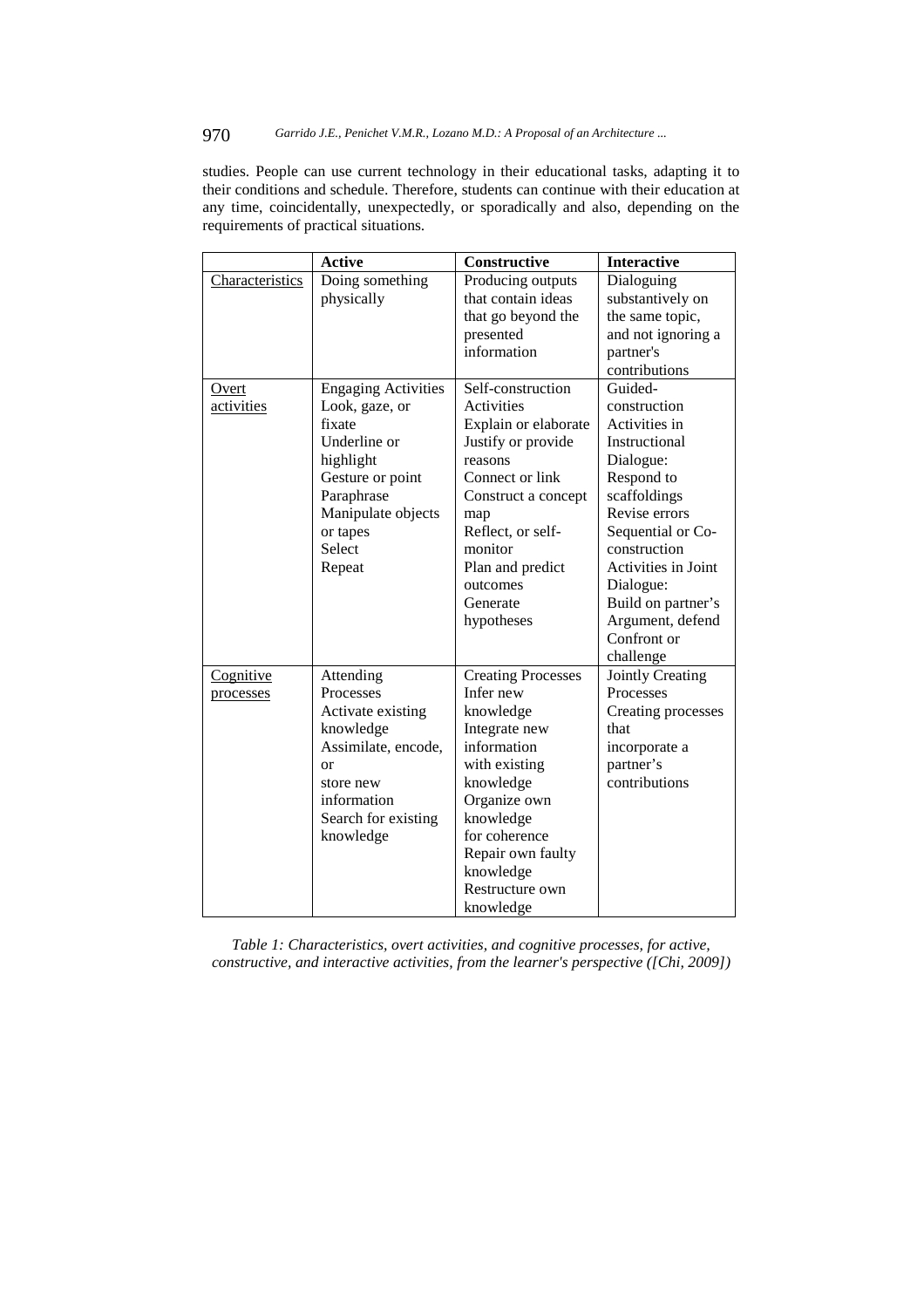studies. People can use current technology in their educational tasks, adapting it to their conditions and schedule. Therefore, students can continue with their education at any time, coincidentally, unexpectedly, or sporadically and also, depending on the requirements of practical situations.

| | **Active** | **Constructive** | **Interactive** |
|---|---|---|---|
| Characteristics | Doing something physically | Producing outputs that contain ideas that go beyond the presented information | Dialoguing substantively on the same topic, and not ignoring a partner's contributions |
| Overt activities | Engaging Activities<br>Look, gaze, or fixate<br>Underline or highlight<br>Gesture or point<br>Paraphrase<br>Manipulate objects or tapes<br>Select<br>Repeat | Self-construction Activities<br>Explain or elaborate<br>Justify or provide reasons<br>Connect or link<br>Construct a concept map<br>Reflect, or self-monitor<br>Plan and predict outcomes<br>Generate hypotheses | Guided-construction Activities in Instructional Dialogue:<br>Respond to scaffoldings<br>Revise errors<br>Sequential or Co-construction Activities in Joint Dialogue:<br>Build on partner's Argument, defend<br>Confront or challenge |
| Cognitive processes | Attending Processes<br>Activate existing knowledge<br>Assimilate, encode, or store new information<br>Search for existing knowledge | Creating Processes<br>Infer new knowledge<br>Integrate new information with existing knowledge<br>Organize own knowledge for coherence<br>Repair own faulty knowledge<br>Restructure own knowledge | Jointly Creating Processes<br>Creating processes that incorporate a partner's contributions |

*Table 1: Characteristics, overt activities, and cognitive processes, for active, constructive, and interactive activities, from the learner's perspective ([Chi, 2009])*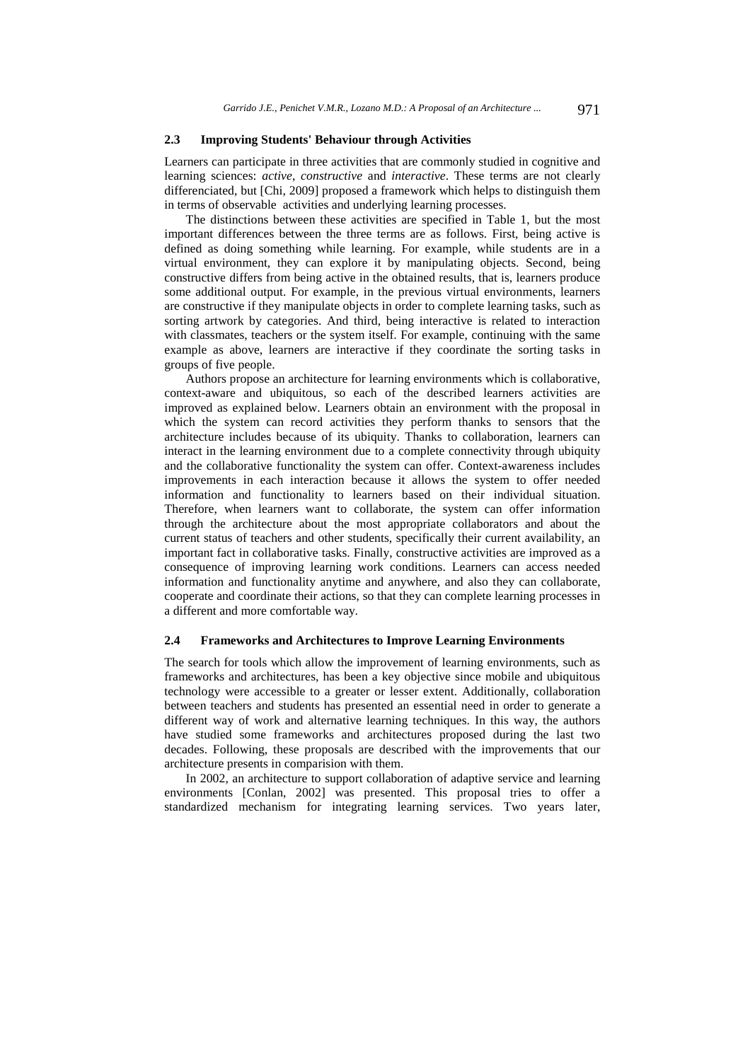### 2.3 Improving Students' Behaviour through Activities

Learners can participate in three activities that are commonly studied in cognitive and learning sciences: *active*, *constructive* and *interactive*. These terms are not clearly differenciated, but [Chi, 2009] proposed a framework which helps to distinguish them in terms of observable activities and underlying learning processes.

The distinctions between these activities are specified in Table 1, but the most important differences between the three terms are as follows. First, being active is defined as doing something while learning. For example, while students are in a virtual environment, they can explore it by manipulating objects. Second, being constructive differs from being active in the obtained results, that is, learners produce some additional output. For example, in the previous virtual environments, learners are constructive if they manipulate objects in order to complete learning tasks, such as sorting artwork by categories. And third, being interactive is related to interaction with classmates, teachers or the system itself. For example, continuing with the same example as above, learners are interactive if they coordinate the sorting tasks in groups of five people.

Authors propose an architecture for learning environments which is collaborative, context-aware and ubiquitous, so each of the described learners activities are improved as explained below. Learners obtain an environment with the proposal in which the system can record activities they perform thanks to sensors that the architecture includes because of its ubiquity. Thanks to collaboration, learners can interact in the learning environment due to a complete connectivity through ubiquity and the collaborative functionality the system can offer. Context-awareness includes improvements in each interaction because it allows the system to offer needed information and functionality to learners based on their individual situation. Therefore, when learners want to collaborate, the system can offer information through the architecture about the most appropriate collaborators and about the current status of teachers and other students, specifically their current availability, an important fact in collaborative tasks. Finally, constructive activities are improved as a consequence of improving learning work conditions. Learners can access needed information and functionality anytime and anywhere, and also they can collaborate, cooperate and coordinate their actions, so that they can complete learning processes in a different and more comfortable way.

### 2.4 Frameworks and Architectures to Improve Learning Environments

The search for tools which allow the improvement of learning environments, such as frameworks and architectures, has been a key objective since mobile and ubiquitous technology were accessible to a greater or lesser extent. Additionally, collaboration between teachers and students has presented an essential need in order to generate a different way of work and alternative learning techniques. In this way, the authors have studied some frameworks and architectures proposed during the last two decades. Following, these proposals are described with the improvements that our architecture presents in comparision with them.

In 2002, an architecture to support collaboration of adaptive service and learning environments [Conlan, 2002] was presented. This proposal tries to offer a standardized mechanism for integrating learning services. Two years later,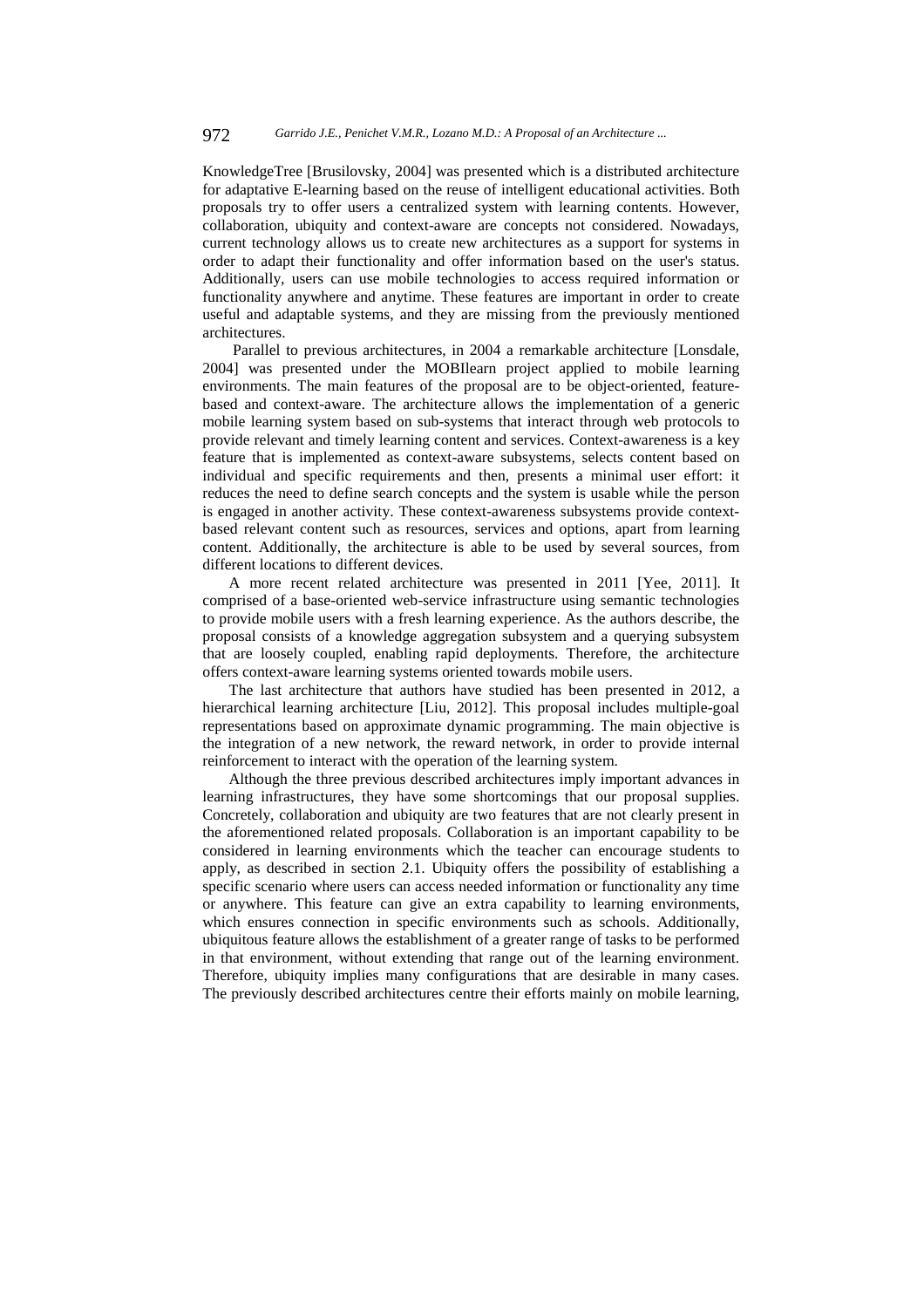KnowledgeTree [Brusilovsky, 2004] was presented which is a distributed architecture for adaptative E-learning based on the reuse of intelligent educational activities. Both proposals try to offer users a centralized system with learning contents. However, collaboration, ubiquity and context-aware are concepts not considered. Nowadays, current technology allows us to create new architectures as a support for systems in order to adapt their functionality and offer information based on the user's status. Additionally, users can use mobile technologies to access required information or functionality anywhere and anytime. These features are important in order to create useful and adaptable systems, and they are missing from the previously mentioned architectures.

Parallel to previous architectures, in 2004 a remarkable architecture [Lonsdale, 2004] was presented under the MOBIlearn project applied to mobile learning environments. The main features of the proposal are to be object-oriented, feature-based and context-aware. The architecture allows the implementation of a generic mobile learning system based on sub-systems that interact through web protocols to provide relevant and timely learning content and services. Context-awareness is a key feature that is implemented as context-aware subsystems, selects content based on individual and specific requirements and then, presents a minimal user effort: it reduces the need to define search concepts and the system is usable while the person is engaged in another activity. These context-awareness subsystems provide context-based relevant content such as resources, services and options, apart from learning content. Additionally, the architecture is able to be used by several sources, from different locations to different devices.

A more recent related architecture was presented in 2011 [Yee, 2011]. It comprised of a base-oriented web-service infrastructure using semantic technologies to provide mobile users with a fresh learning experience. As the authors describe, the proposal consists of a knowledge aggregation subsystem and a querying subsystem that are loosely coupled, enabling rapid deployments. Therefore, the architecture offers context-aware learning systems oriented towards mobile users.

The last architecture that authors have studied has been presented in 2012, a hierarchical learning architecture [Liu, 2012]. This proposal includes multiple-goal representations based on approximate dynamic programming. The main objective is the integration of a new network, the reward network, in order to provide internal reinforcement to interact with the operation of the learning system.

Although the three previous described architectures imply important advances in learning infrastructures, they have some shortcomings that our proposal supplies. Concretely, collaboration and ubiquity are two features that are not clearly present in the aforementioned related proposals. Collaboration is an important capability to be considered in learning environments which the teacher can encourage students to apply, as described in section 2.1. Ubiquity offers the possibility of establishing a specific scenario where users can access needed information or functionality any time or anywhere. This feature can give an extra capability to learning environments, which ensures connection in specific environments such as schools. Additionally, ubiquitous feature allows the establishment of a greater range of tasks to be performed in that environment, without extending that range out of the learning environment. Therefore, ubiquity implies many configurations that are desirable in many cases. The previously described architectures centre their efforts mainly on mobile learning,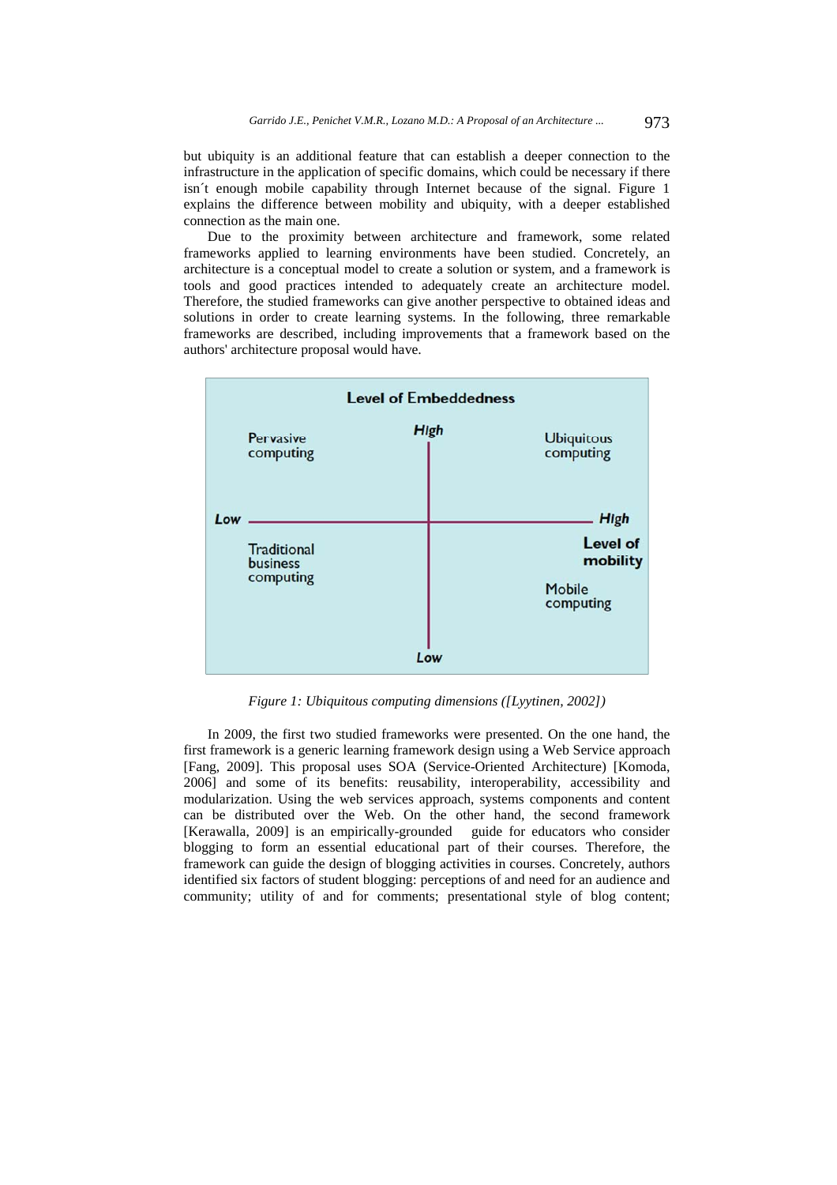but ubiquity is an additional feature that can establish a deeper connection to the infrastructure in the application of specific domains, which could be necessary if there isn´t enough mobile capability through Internet because of the signal. Figure 1 explains the difference between mobility and ubiquity, with a deeper established connection as the main one.

Due to the proximity between architecture and framework, some related frameworks applied to learning environments have been studied. Concretely, an architecture is a conceptual model to create a solution or system, and a framework is tools and good practices intended to adequately create an architecture model. Therefore, the studied frameworks can give another perspective to obtained ideas and solutions in order to create learning systems. In the following, three remarkable frameworks are described, including improvements that a framework based on the authors' architecture proposal would have.

*Figure 1: Ubiquitous computing dimensions ([Lyytinen, 2002])*

In 2009, the first two studied frameworks were presented. On the one hand, the first framework is a generic learning framework design using a Web Service approach [Fang, 2009]. This proposal uses SOA (Service-Oriented Architecture) [Komoda, 2006] and some of its benefits: reusability, interoperability, accessibility and modularization. Using the web services approach, systems components and content can be distributed over the Web. On the other hand, the second framework [Kerawalla, 2009] is an empirically-grounded guide for educators who consider blogging to form an essential educational part of their courses. Therefore, the framework can guide the design of blogging activities in courses. Concretely, authors identified six factors of student blogging: perceptions of and need for an audience and community; utility of and for comments; presentational style of blog content;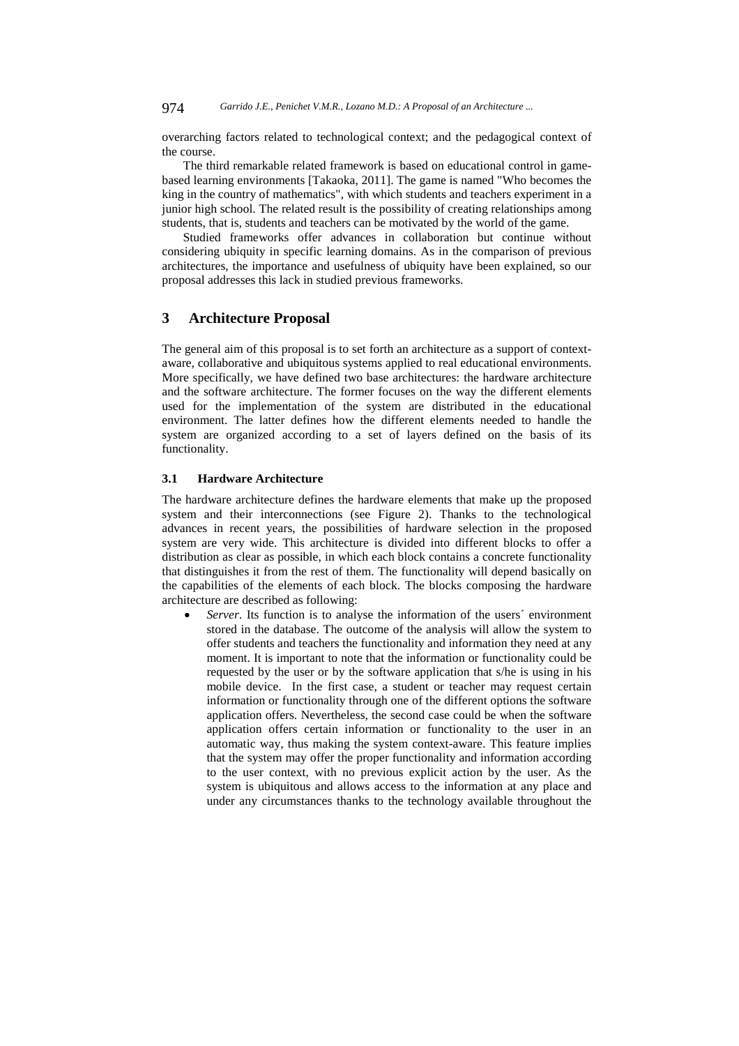overarching factors related to technological context; and the pedagogical context of the course.

The third remarkable related framework is based on educational control in game-based learning environments [Takaoka, 2011]. The game is named "Who becomes the king in the country of mathematics", with which students and teachers experiment in a junior high school. The related result is the possibility of creating relationships among students, that is, students and teachers can be motivated by the world of the game.

Studied frameworks offer advances in collaboration but continue without considering ubiquity in specific learning domains. As in the comparison of previous architectures, the importance and usefulness of ubiquity have been explained, so our proposal addresses this lack in studied previous frameworks.

## 3 Architecture Proposal

The general aim of this proposal is to set forth an architecture as a support of context-aware, collaborative and ubiquitous systems applied to real educational environments. More specifically, we have defined two base architectures: the hardware architecture and the software architecture. The former focuses on the way the different elements used for the implementation of the system are distributed in the educational environment. The latter defines how the different elements needed to handle the system are organized according to a set of layers defined on the basis of its functionality.

### 3.1 Hardware Architecture

The hardware architecture defines the hardware elements that make up the proposed system and their interconnections (see Figure 2). Thanks to the technological advances in recent years, the possibilities of hardware selection in the proposed system are very wide. This architecture is divided into different blocks to offer a distribution as clear as possible, in which each block contains a concrete functionality that distinguishes it from the rest of them. The functionality will depend basically on the capabilities of the elements of each block. The blocks composing the hardware architecture are described as following:

- *Server*. Its function is to analyse the information of the users´ environment stored in the database. The outcome of the analysis will allow the system to offer students and teachers the functionality and information they need at any moment. It is important to note that the information or functionality could be requested by the user or by the software application that s/he is using in his mobile device. In the first case, a student or teacher may request certain information or functionality through one of the different options the software application offers. Nevertheless, the second case could be when the software application offers certain information or functionality to the user in an automatic way, thus making the system context-aware. This feature implies that the system may offer the proper functionality and information according to the user context, with no previous explicit action by the user. As the system is ubiquitous and allows access to the information at any place and under any circumstances thanks to the technology available throughout the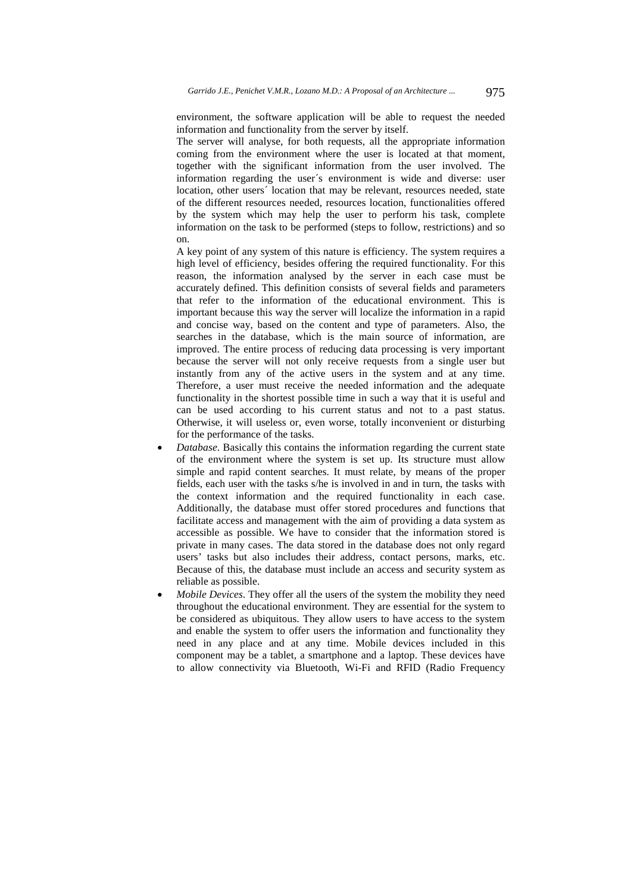environment, the software application will be able to request the needed information and functionality from the server by itself.

The server will analyse, for both requests, all the appropriate information coming from the environment where the user is located at that moment, together with the significant information from the user involved. The information regarding the user´s environment is wide and diverse: user location, other users´ location that may be relevant, resources needed, state of the different resources needed, resources location, functionalities offered by the system which may help the user to perform his task, complete information on the task to be performed (steps to follow, restrictions) and so on.

A key point of any system of this nature is efficiency. The system requires a high level of efficiency, besides offering the required functionality. For this reason, the information analysed by the server in each case must be accurately defined. This definition consists of several fields and parameters that refer to the information of the educational environment. This is important because this way the server will localize the information in a rapid and concise way, based on the content and type of parameters. Also, the searches in the database, which is the main source of information, are improved. The entire process of reducing data processing is very important because the server will not only receive requests from a single user but instantly from any of the active users in the system and at any time. Therefore, a user must receive the needed information and the adequate functionality in the shortest possible time in such a way that it is useful and can be used according to his current status and not to a past status. Otherwise, it will useless or, even worse, totally inconvenient or disturbing for the performance of the tasks.

- *Database*. Basically this contains the information regarding the current state of the environment where the system is set up. Its structure must allow simple and rapid content searches. It must relate, by means of the proper fields, each user with the tasks s/he is involved in and in turn, the tasks with the context information and the required functionality in each case. Additionally, the database must offer stored procedures and functions that facilitate access and management with the aim of providing a data system as accessible as possible. We have to consider that the information stored is private in many cases. The data stored in the database does not only regard users' tasks but also includes their address, contact persons, marks, etc. Because of this, the database must include an access and security system as reliable as possible.
- *Mobile Devices*. They offer all the users of the system the mobility they need throughout the educational environment. They are essential for the system to be considered as ubiquitous. They allow users to have access to the system and enable the system to offer users the information and functionality they need in any place and at any time. Mobile devices included in this component may be a tablet, a smartphone and a laptop. These devices have to allow connectivity via Bluetooth, Wi-Fi and RFID (Radio Frequency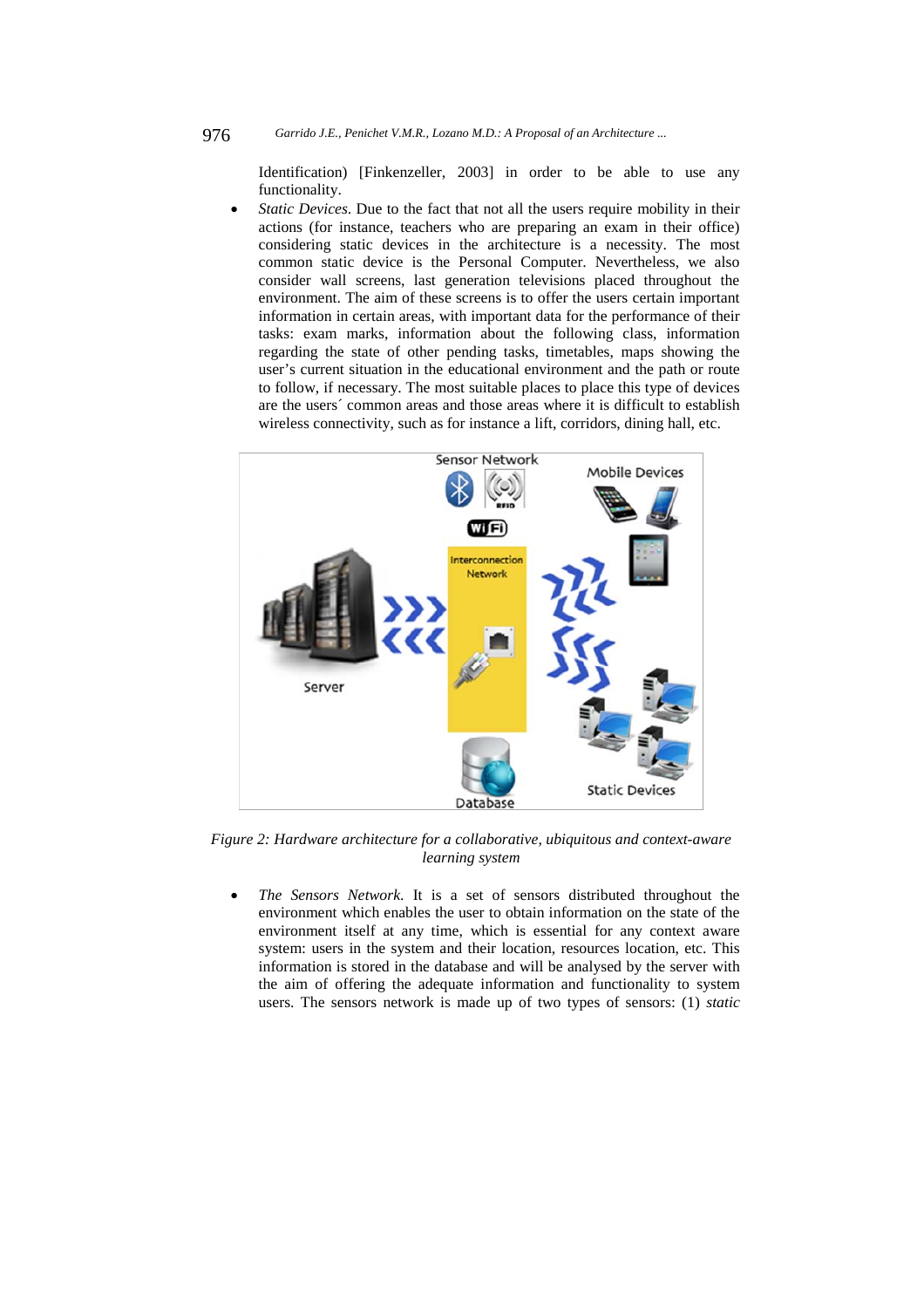Identification) [Finkenzeller, 2003] in order to be able to use any functionality.

- *Static Devices*. Due to the fact that not all the users require mobility in their actions (for instance, teachers who are preparing an exam in their office) considering static devices in the architecture is a necessity. The most common static device is the Personal Computer. Nevertheless, we also consider wall screens, last generation televisions placed throughout the environment. The aim of these screens is to offer the users certain important information in certain areas, with important data for the performance of their tasks: exam marks, information about the following class, information regarding the state of other pending tasks, timetables, maps showing the user's current situation in the educational environment and the path or route to follow, if necessary. The most suitable places to place this type of devices are the users´ common areas and those areas where it is difficult to establish wireless connectivity, such as for instance a lift, corridors, dining hall, etc.

*Figure 2: Hardware architecture for a collaborative, ubiquitous and context-aware learning system*

- *The Sensors Network*. It is a set of sensors distributed throughout the environment which enables the user to obtain information on the state of the environment itself at any time, which is essential for any context aware system: users in the system and their location, resources location, etc. This information is stored in the database and will be analysed by the server with the aim of offering the adequate information and functionality to system users. The sensors network is made up of two types of sensors: (1) *static*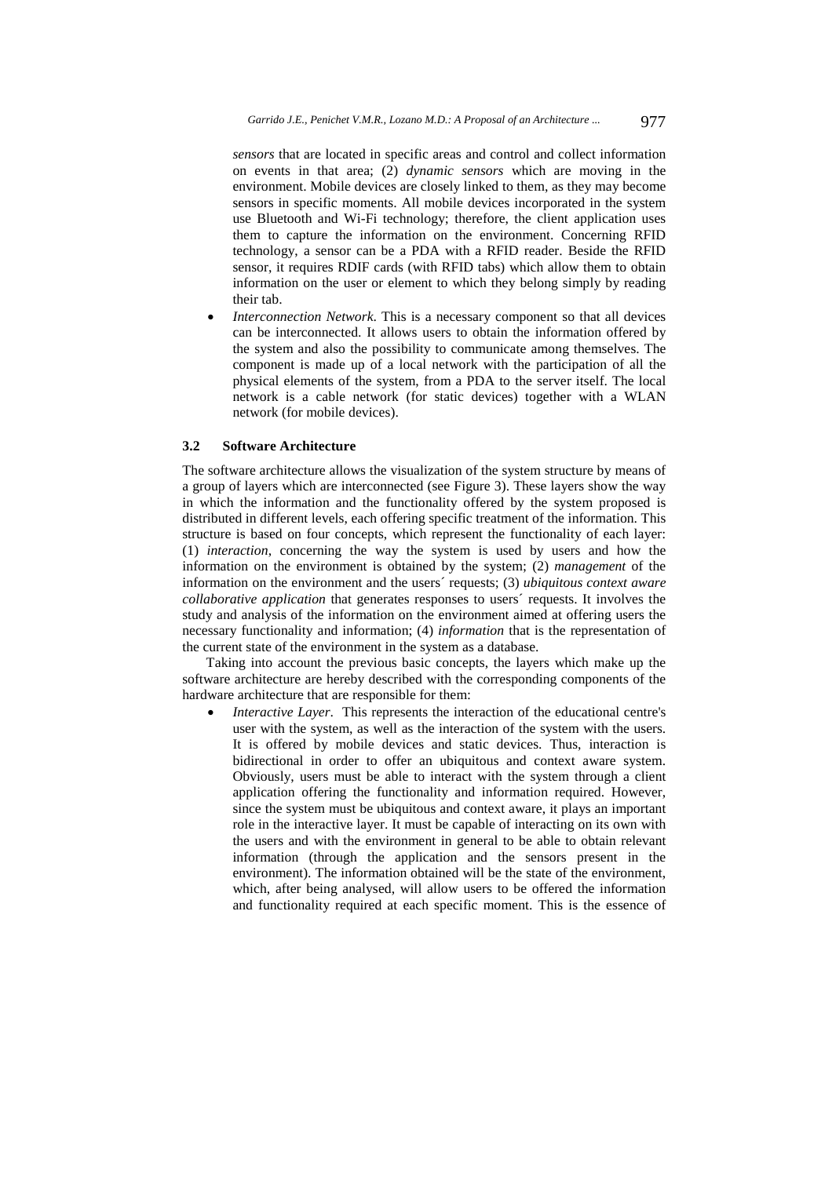*sensors* that are located in specific areas and control and collect information on events in that area; (2) *dynamic sensors* which are moving in the environment. Mobile devices are closely linked to them, as they may become sensors in specific moments. All mobile devices incorporated in the system use Bluetooth and Wi-Fi technology; therefore, the client application uses them to capture the information on the environment. Concerning RFID technology, a sensor can be a PDA with a RFID reader. Beside the RFID sensor, it requires RDIF cards (with RFID tabs) which allow them to obtain information on the user or element to which they belong simply by reading their tab.

- *Interconnection Network*. This is a necessary component so that all devices can be interconnected. It allows users to obtain the information offered by the system and also the possibility to communicate among themselves. The component is made up of a local network with the participation of all the physical elements of the system, from a PDA to the server itself. The local network is a cable network (for static devices) together with a WLAN network (for mobile devices).

### 3.2 Software Architecture

The software architecture allows the visualization of the system structure by means of a group of layers which are interconnected (see Figure 3). These layers show the way in which the information and the functionality offered by the system proposed is distributed in different levels, each offering specific treatment of the information. This structure is based on four concepts, which represent the functionality of each layer: (1) *interaction*, concerning the way the system is used by users and how the information on the environment is obtained by the system; (2) *management* of the information on the environment and the users´ requests; (3) *ubiquitous context aware collaborative application* that generates responses to users´ requests. It involves the study and analysis of the information on the environment aimed at offering users the necessary functionality and information; (4) *information* that is the representation of the current state of the environment in the system as a database.

Taking into account the previous basic concepts, the layers which make up the software architecture are hereby described with the corresponding components of the hardware architecture that are responsible for them:

- *Interactive Layer*. This represents the interaction of the educational centre's user with the system, as well as the interaction of the system with the users. It is offered by mobile devices and static devices. Thus, interaction is bidirectional in order to offer an ubiquitous and context aware system. Obviously, users must be able to interact with the system through a client application offering the functionality and information required. However, since the system must be ubiquitous and context aware, it plays an important role in the interactive layer. It must be capable of interacting on its own with the users and with the environment in general to be able to obtain relevant information (through the application and the sensors present in the environment). The information obtained will be the state of the environment, which, after being analysed, will allow users to be offered the information and functionality required at each specific moment. This is the essence of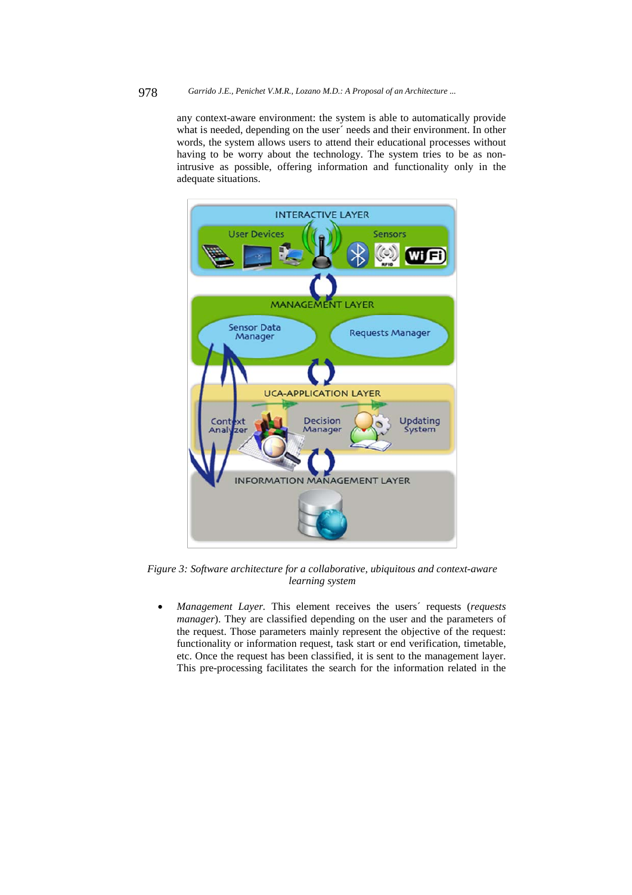any context-aware environment: the system is able to automatically provide what is needed, depending on the user´ needs and their environment. In other words, the system allows users to attend their educational processes without having to be worry about the technology. The system tries to be as non-intrusive as possible, offering information and functionality only in the adequate situations.

*Figure 3: Software architecture for a collaborative, ubiquitous and context-aware learning system*

- *Management Layer*. This element receives the users´ requests (*requests manager*). They are classified depending on the user and the parameters of the request. Those parameters mainly represent the objective of the request: functionality or information request, task start or end verification, timetable, etc. Once the request has been classified, it is sent to the management layer. This pre-processing facilitates the search for the information related in the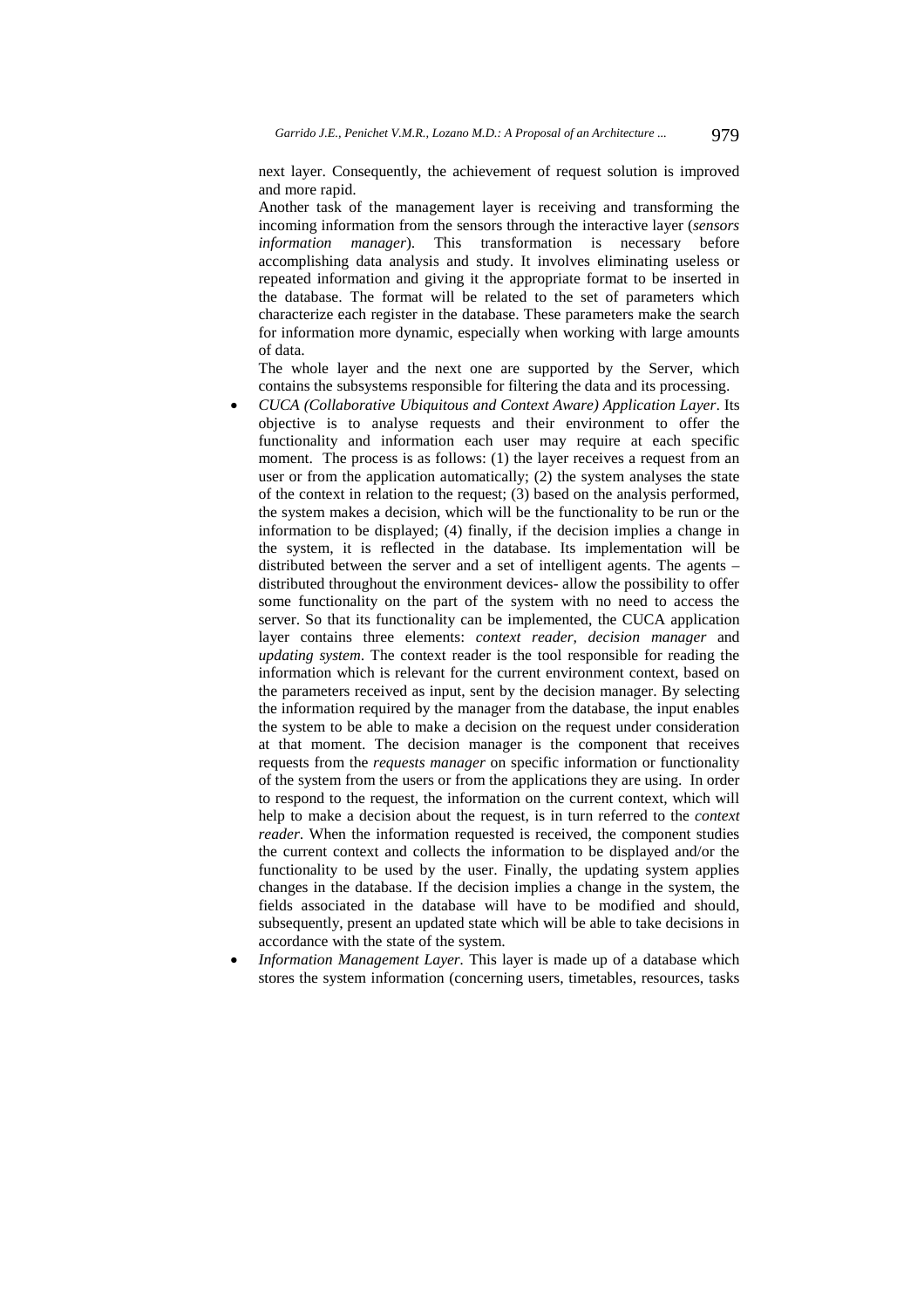next layer. Consequently, the achievement of request solution is improved and more rapid.

Another task of the management layer is receiving and transforming the incoming information from the sensors through the interactive layer (*sensors information manager*). This transformation is necessary before accomplishing data analysis and study. It involves eliminating useless or repeated information and giving it the appropriate format to be inserted in the database. The format will be related to the set of parameters which characterize each register in the database. These parameters make the search for information more dynamic, especially when working with large amounts of data.

The whole layer and the next one are supported by the Server, which contains the subsystems responsible for filtering the data and its processing.

- *CUCA (Collaborative Ubiquitous and Context Aware) Application Layer*. Its objective is to analyse requests and their environment to offer the functionality and information each user may require at each specific moment. The process is as follows: (1) the layer receives a request from an user or from the application automatically; (2) the system analyses the state of the context in relation to the request; (3) based on the analysis performed, the system makes a decision, which will be the functionality to be run or the information to be displayed; (4) finally, if the decision implies a change in the system, it is reflected in the database. Its implementation will be distributed between the server and a set of intelligent agents. The agents – distributed throughout the environment devices- allow the possibility to offer some functionality on the part of the system with no need to access the server. So that its functionality can be implemented, the CUCA application layer contains three elements: *context reader, decision manager* and *updating system*. The context reader is the tool responsible for reading the information which is relevant for the current environment context, based on the parameters received as input, sent by the decision manager. By selecting the information required by the manager from the database, the input enables the system to be able to make a decision on the request under consideration at that moment. The decision manager is the component that receives requests from the *requests manager* on specific information or functionality of the system from the users or from the applications they are using. In order to respond to the request, the information on the current context, which will help to make a decision about the request, is in turn referred to the *context reader*. When the information requested is received, the component studies the current context and collects the information to be displayed and/or the functionality to be used by the user. Finally, the updating system applies changes in the database. If the decision implies a change in the system, the fields associated in the database will have to be modified and should, subsequently, present an updated state which will be able to take decisions in accordance with the state of the system.
- *Information Management Layer.* This layer is made up of a database which stores the system information (concerning users, timetables, resources, tasks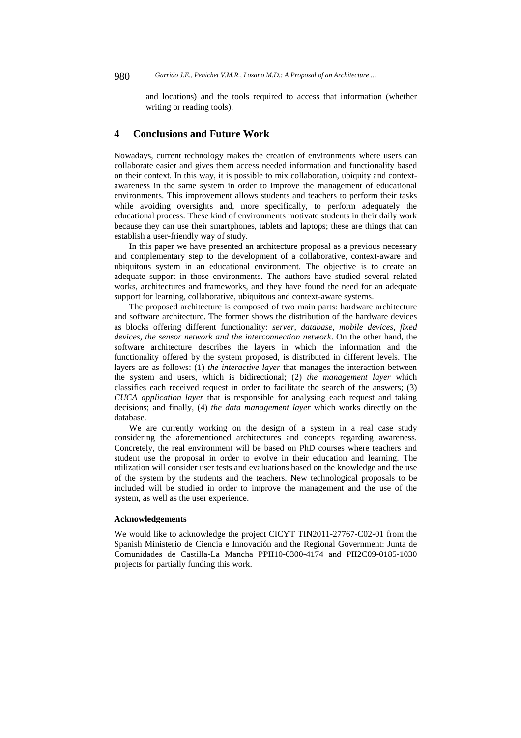and locations) and the tools required to access that information (whether writing or reading tools).

## 4 Conclusions and Future Work

Nowadays, current technology makes the creation of environments where users can collaborate easier and gives them access needed information and functionality based on their context. In this way, it is possible to mix collaboration, ubiquity and context-awareness in the same system in order to improve the management of educational environments. This improvement allows students and teachers to perform their tasks while avoiding oversights and, more specifically, to perform adequately the educational process. These kind of environments motivate students in their daily work because they can use their smartphones, tablets and laptops; these are things that can establish a user-friendly way of study.

In this paper we have presented an architecture proposal as a previous necessary and complementary step to the development of a collaborative, context-aware and ubiquitous system in an educational environment. The objective is to create an adequate support in those environments. The authors have studied several related works, architectures and frameworks, and they have found the need for an adequate support for learning, collaborative, ubiquitous and context-aware systems.

The proposed architecture is composed of two main parts: hardware architecture and software architecture. The former shows the distribution of the hardware devices as blocks offering different functionality: *server, database, mobile devices, fixed devices, the sensor network and the interconnection network*. On the other hand, the software architecture describes the layers in which the information and the functionality offered by the system proposed, is distributed in different levels. The layers are as follows: (1) *the interactive layer* that manages the interaction between the system and users, which is bidirectional; (2) *the management layer* which classifies each received request in order to facilitate the search of the answers; (3) *CUCA application layer* that is responsible for analysing each request and taking decisions; and finally, (4) *the data management layer* which works directly on the database.

We are currently working on the design of a system in a real case study considering the aforementioned architectures and concepts regarding awareness. Concretely, the real environment will be based on PhD courses where teachers and student use the proposal in order to evolve in their education and learning. The utilization will consider user tests and evaluations based on the knowledge and the use of the system by the students and the teachers. New technological proposals to be included will be studied in order to improve the management and the use of the system, as well as the user experience.

#### Acknowledgements

We would like to acknowledge the project CICYT TIN2011-27767-C02-01 from the Spanish Ministerio de Ciencia e Innovación and the Regional Government: Junta de Comunidades de Castilla-La Mancha PPII10-0300-4174 and PII2C09-0185-1030 projects for partially funding this work.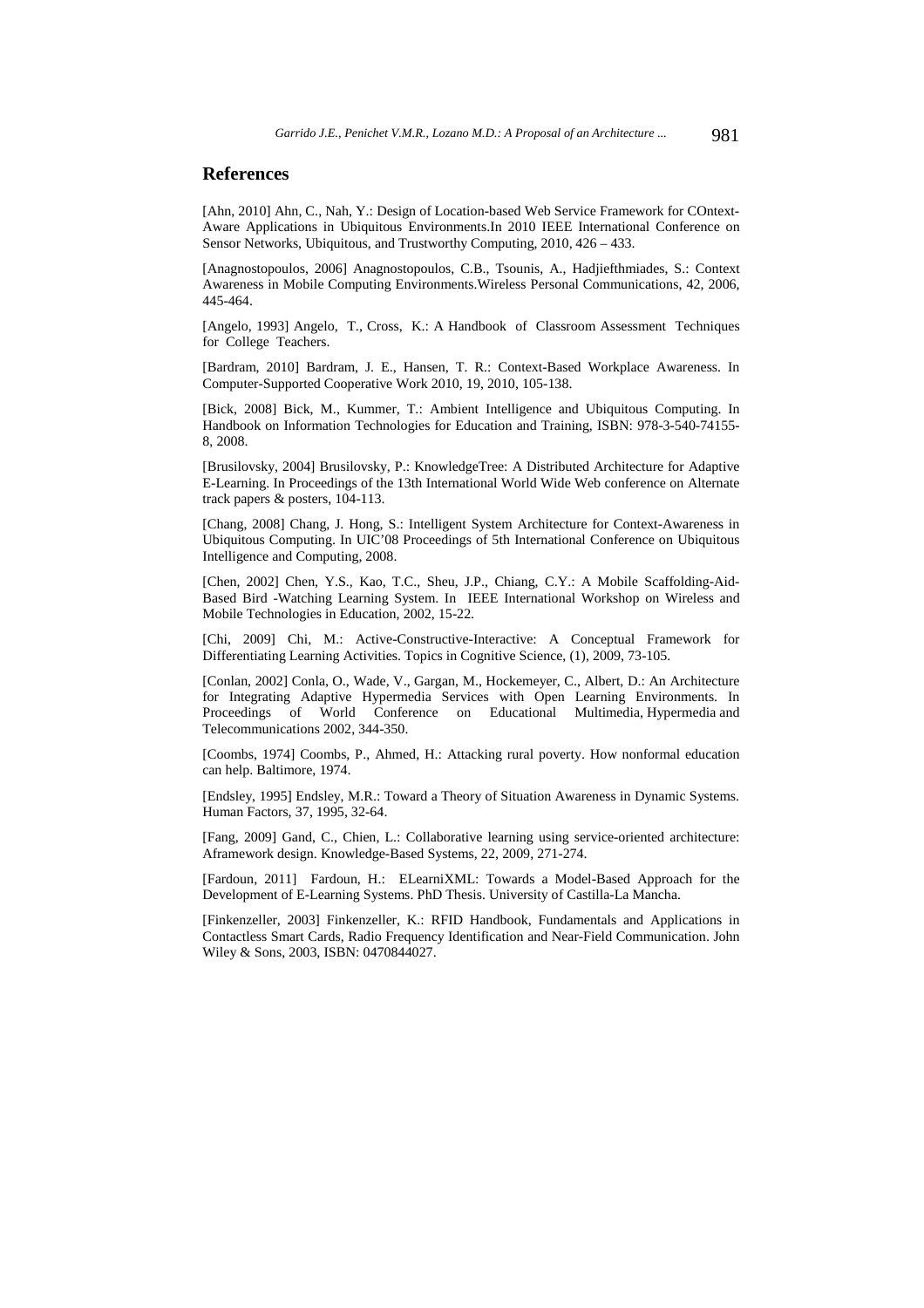## References

[Ahn, 2010] Ahn, C., Nah, Y.: Design of Location-based Web Service Framework for COntext-Aware Applications in Ubiquitous Environments.In 2010 IEEE International Conference on Sensor Networks, Ubiquitous, and Trustworthy Computing, 2010, 426 – 433.

[Anagnostopoulos, 2006] Anagnostopoulos, C.B., Tsounis, A., Hadjiefthmiades, S.: Context Awareness in Mobile Computing Environments.Wireless Personal Communications, 42, 2006, 445-464.

[Angelo, 1993] Angelo, T., Cross, K.: A Handbook of Classroom Assessment Techniques for College Teachers.

[Bardram, 2010] Bardram, J. E., Hansen, T. R.: Context-Based Workplace Awareness. In Computer-Supported Cooperative Work 2010, 19, 2010, 105-138.

[Bick, 2008] Bick, M., Kummer, T.: Ambient Intelligence and Ubiquitous Computing. In Handbook on Information Technologies for Education and Training, ISBN: 978-3-540-74155-8, 2008.

[Brusilovsky, 2004] Brusilovsky, P.: KnowledgeTree: A Distributed Architecture for Adaptive E-Learning. In Proceedings of the 13th International World Wide Web conference on Alternate track papers & posters, 104-113.

[Chang, 2008] Chang, J. Hong, S.: Intelligent System Architecture for Context-Awareness in Ubiquitous Computing. In UIC'08 Proceedings of 5th International Conference on Ubiquitous Intelligence and Computing, 2008.

[Chen, 2002] Chen, Y.S., Kao, T.C., Sheu, J.P., Chiang, C.Y.: A Mobile Scaffolding-Aid-Based Bird -Watching Learning System. In IEEE International Workshop on Wireless and Mobile Technologies in Education, 2002, 15-22.

[Chi, 2009] Chi, M.: Active-Constructive-Interactive: A Conceptual Framework for Differentiating Learning Activities. Topics in Cognitive Science, (1), 2009, 73-105.

[Conlan, 2002] Conla, O., Wade, V., Gargan, M., Hockemeyer, C., Albert, D.: An Architecture for Integrating Adaptive Hypermedia Services with Open Learning Environments. In Proceedings of World Conference on Educational Multimedia, Hypermedia and Telecommunications 2002, 344-350.

[Coombs, 1974] Coombs, P., Ahmed, H.: Attacking rural poverty. How nonformal education can help. Baltimore, 1974.

[Endsley, 1995] Endsley, M.R.: Toward a Theory of Situation Awareness in Dynamic Systems. Human Factors, 37, 1995, 32-64.

[Fang, 2009] Gand, C., Chien, L.: Collaborative learning using service-oriented architecture: Aframework design. Knowledge-Based Systems, 22, 2009, 271-274.

[Fardoun, 2011] Fardoun, H.: ELearniXML: Towards a Model-Based Approach for the Development of E-Learning Systems. PhD Thesis. University of Castilla-La Mancha.

[Finkenzeller, 2003] Finkenzeller, K.: RFID Handbook, Fundamentals and Applications in Contactless Smart Cards, Radio Frequency Identification and Near-Field Communication. John Wiley & Sons, 2003, ISBN: 0470844027.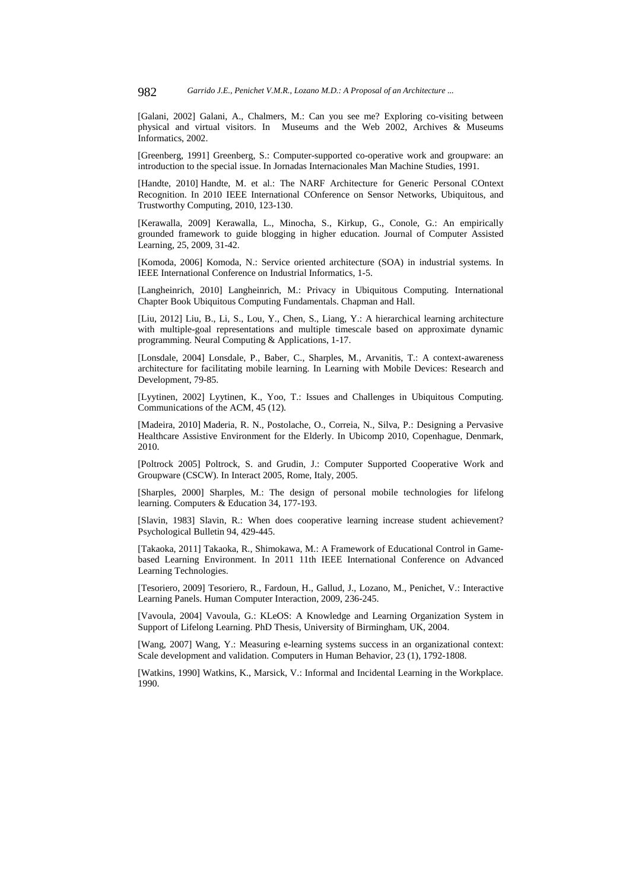[Galani, 2002] Galani, A., Chalmers, M.: Can you see me? Exploring co-visiting between physical and virtual visitors. In Museums and the Web 2002, Archives & Museums Informatics, 2002.

[Greenberg, 1991] Greenberg, S.: Computer-supported co-operative work and groupware: an introduction to the special issue. In Jornadas Internacionales Man Machine Studies, 1991.

[Handte, 2010] Handte, M. et al.: The NARF Architecture for Generic Personal COntext Recognition. In 2010 IEEE International COnference on Sensor Networks, Ubiquitous, and Trustworthy Computing, 2010, 123-130.

[Kerawalla, 2009] Kerawalla, L., Minocha, S., Kirkup, G., Conole, G.: An empirically grounded framework to guide blogging in higher education. Journal of Computer Assisted Learning, 25, 2009, 31-42.

[Komoda, 2006] Komoda, N.: Service oriented architecture (SOA) in industrial systems. In IEEE International Conference on Industrial Informatics, 1-5.

[Langheinrich, 2010] Langheinrich, M.: Privacy in Ubiquitous Computing. International Chapter Book Ubiquitous Computing Fundamentals. Chapman and Hall.

[Liu, 2012] Liu, B., Li, S., Lou, Y., Chen, S., Liang, Y.: A hierarchical learning architecture with multiple-goal representations and multiple timescale based on approximate dynamic programming. Neural Computing & Applications, 1-17.

[Lonsdale, 2004] Lonsdale, P., Baber, C., Sharples, M., Arvanitis, T.: A context-awareness architecture for facilitating mobile learning. In Learning with Mobile Devices: Research and Development, 79-85.

[Lyytinen, 2002] Lyytinen, K., Yoo, T.: Issues and Challenges in Ubiquitous Computing. Communications of the ACM, 45 (12).

[Madeira, 2010] Maderia, R. N., Postolache, O., Correia, N., Silva, P.: Designing a Pervasive Healthcare Assistive Environment for the Elderly. In Ubicomp 2010, Copenhague, Denmark, 2010.

[Poltrock 2005] Poltrock, S. and Grudin, J.: Computer Supported Cooperative Work and Groupware (CSCW). In Interact 2005, Rome, Italy, 2005.

[Sharples, 2000] Sharples, M.: The design of personal mobile technologies for lifelong learning. Computers & Education 34, 177-193.

[Slavin, 1983] Slavin, R.: When does cooperative learning increase student achievement? Psychological Bulletin 94, 429-445.

[Takaoka, 2011] Takaoka, R., Shimokawa, M.: A Framework of Educational Control in Game-based Learning Environment. In 2011 11th IEEE International Conference on Advanced Learning Technologies.

[Tesoriero, 2009] Tesoriero, R., Fardoun, H., Gallud, J., Lozano, M., Penichet, V.: Interactive Learning Panels. Human Computer Interaction, 2009, 236-245.

[Vavoula, 2004] Vavoula, G.: KLeOS: A Knowledge and Learning Organization System in Support of Lifelong Learning. PhD Thesis, University of Birmingham, UK, 2004.

[Wang, 2007] Wang, Y.: Measuring e-learning systems success in an organizational context: Scale development and validation. Computers in Human Behavior, 23 (1), 1792-1808.

[Watkins, 1990] Watkins, K., Marsick, V.: Informal and Incidental Learning in the Workplace. 1990.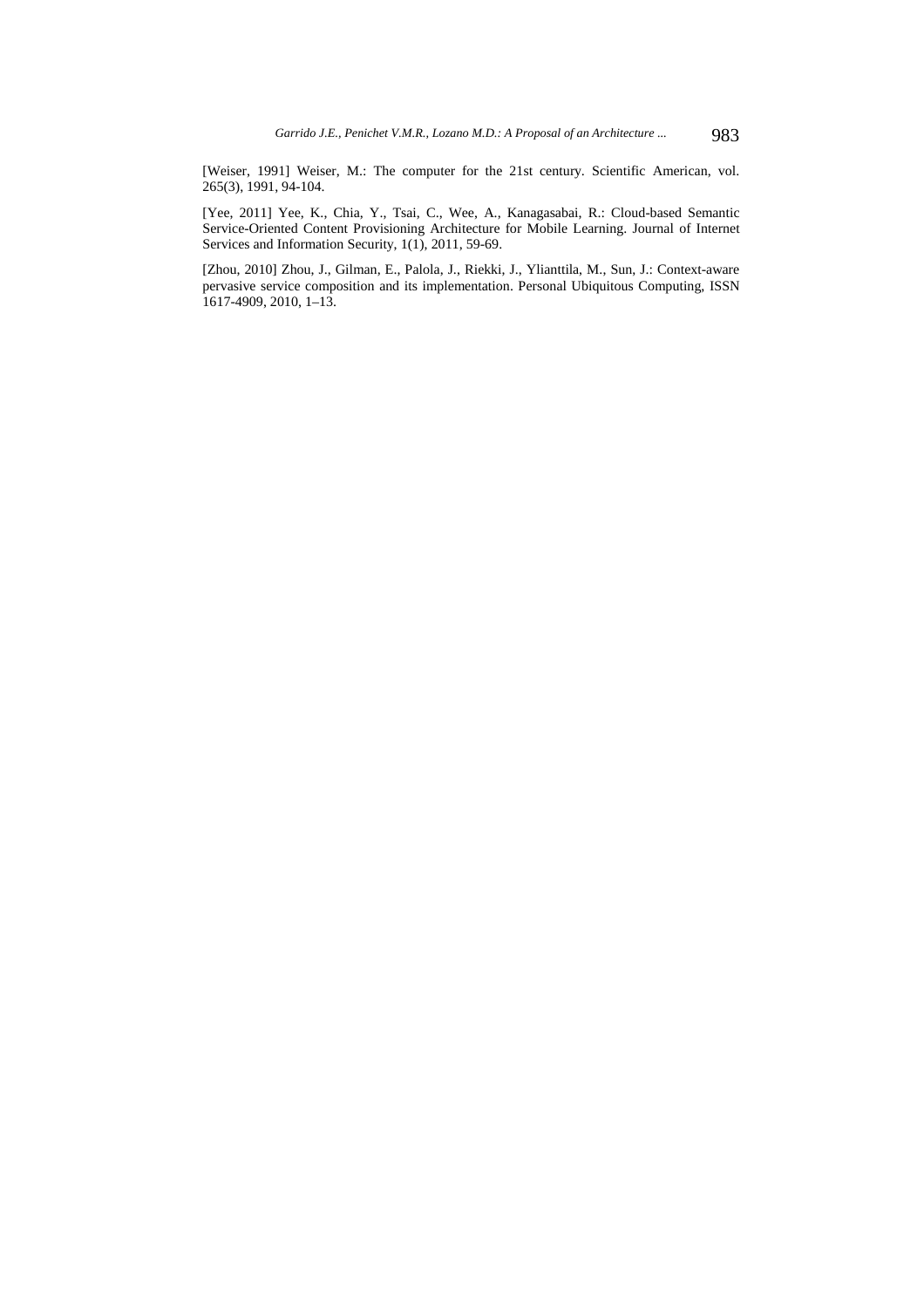[Weiser, 1991] Weiser, M.: The computer for the 21st century. Scientific American, vol. 265(3), 1991, 94-104.

[Yee, 2011] Yee, K., Chia, Y., Tsai, C., Wee, A., Kanagasabai, R.: Cloud-based Semantic Service-Oriented Content Provisioning Architecture for Mobile Learning. Journal of Internet Services and Information Security, 1(1), 2011, 59-69.

[Zhou, 2010] Zhou, J., Gilman, E., Palola, J., Riekki, J., Ylianttila, M., Sun, J.: Context-aware pervasive service composition and its implementation. Personal Ubiquitous Computing, ISSN 1617-4909, 2010, 1–13.